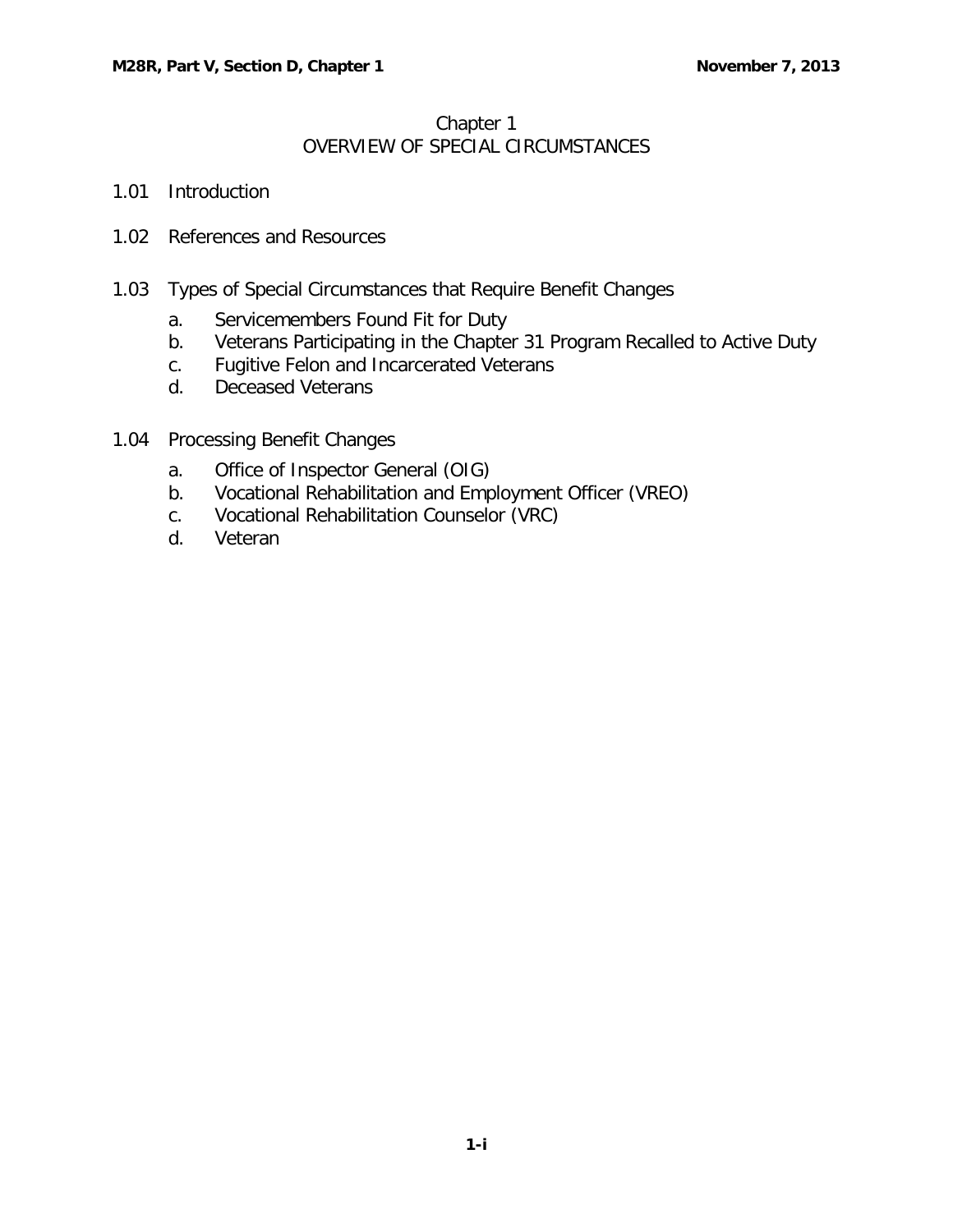# Chapter 1
## OVERVIEW OF SPECIAL CIRCUMSTANCES

1.01 Introduction

1.02 References and Resources

1.03 Types of Special Circumstances that Require Benefit Changes

- a. Servicemembers Found Fit for Duty
- b. Veterans Participating in the Chapter 31 Program Recalled to Active Duty
- c. Fugitive Felon and Incarcerated Veterans
- d. Deceased Veterans

1.04 Processing Benefit Changes

- a. Office of Inspector General (OIG)
- b. Vocational Rehabilitation and Employment Officer (VREO)
- c. Vocational Rehabilitation Counselor (VRC)
- d. Veteran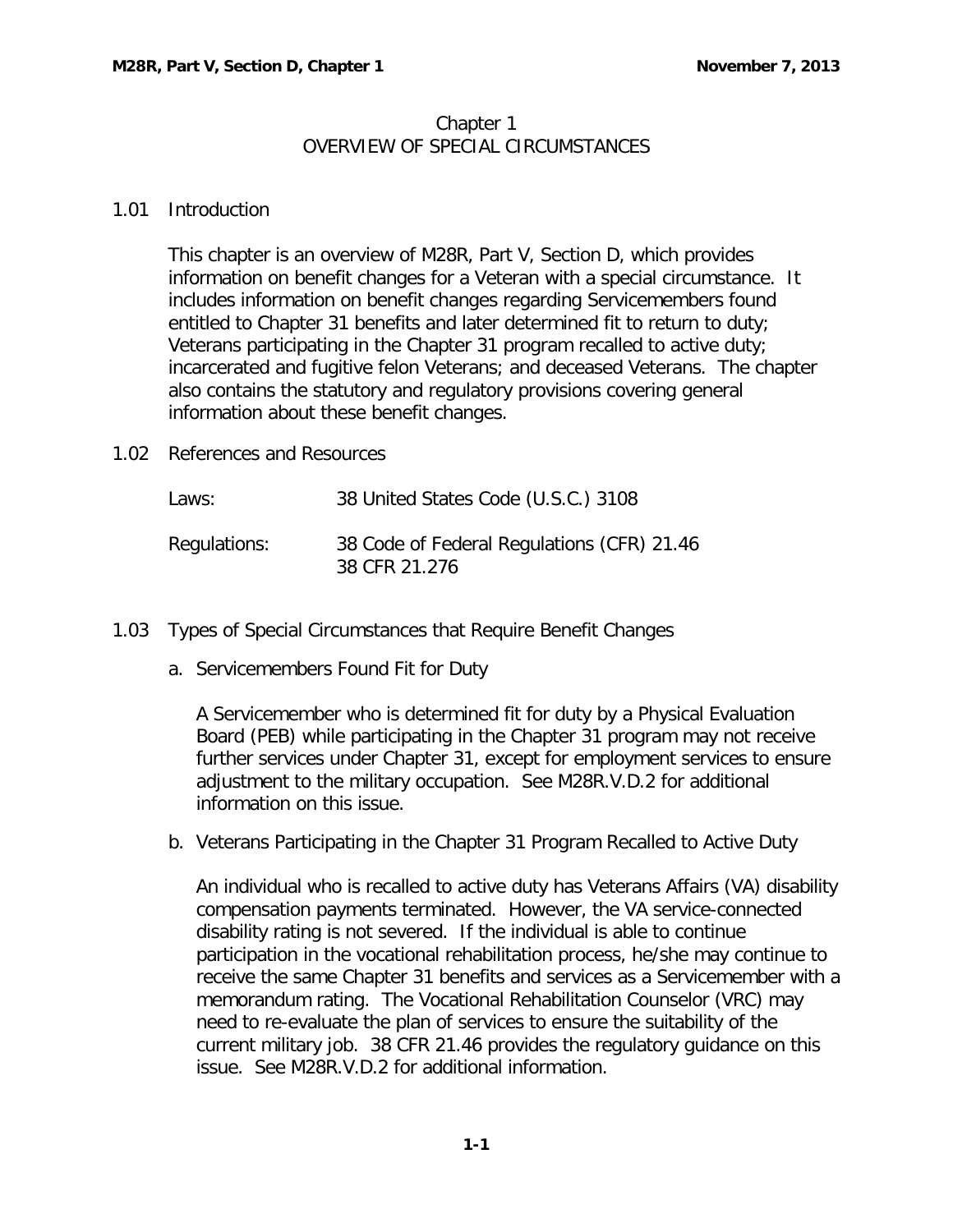# Chapter 1
## OVERVIEW OF SPECIAL CIRCUMSTANCES

### 1.01 Introduction

This chapter is an overview of M28R, Part V, Section D, which provides information on benefit changes for a Veteran with a special circumstance. It includes information on benefit changes regarding Servicemembers found entitled to Chapter 31 benefits and later determined fit to return to duty; Veterans participating in the Chapter 31 program recalled to active duty; incarcerated and fugitive felon Veterans; and deceased Veterans. The chapter also contains the statutory and regulatory provisions covering general information about these benefit changes.

### 1.02 References and Resources

| | |
|---|---|
| Laws: | 38 United States Code (U.S.C.) 3108 |
| Regulations: | 38 Code of Federal Regulations (CFR) 21.46<br>38 CFR 21.276 |

### 1.03 Types of Special Circumstances that Require Benefit Changes

a. Servicemembers Found Fit for Duty

A Servicemember who is determined fit for duty by a Physical Evaluation Board (PEB) while participating in the Chapter 31 program may not receive further services under Chapter 31, except for employment services to ensure adjustment to the military occupation. See M28R.V.D.2 for additional information on this issue.

b. Veterans Participating in the Chapter 31 Program Recalled to Active Duty

An individual who is recalled to active duty has Veterans Affairs (VA) disability compensation payments terminated. However, the VA service-connected disability rating is not severed. If the individual is able to continue participation in the vocational rehabilitation process, he/she may continue to receive the same Chapter 31 benefits and services as a Servicemember with a memorandum rating. The Vocational Rehabilitation Counselor (VRC) may need to re-evaluate the plan of services to ensure the suitability of the current military job. 38 CFR 21.46 provides the regulatory guidance on this issue. See M28R.V.D.2 for additional information.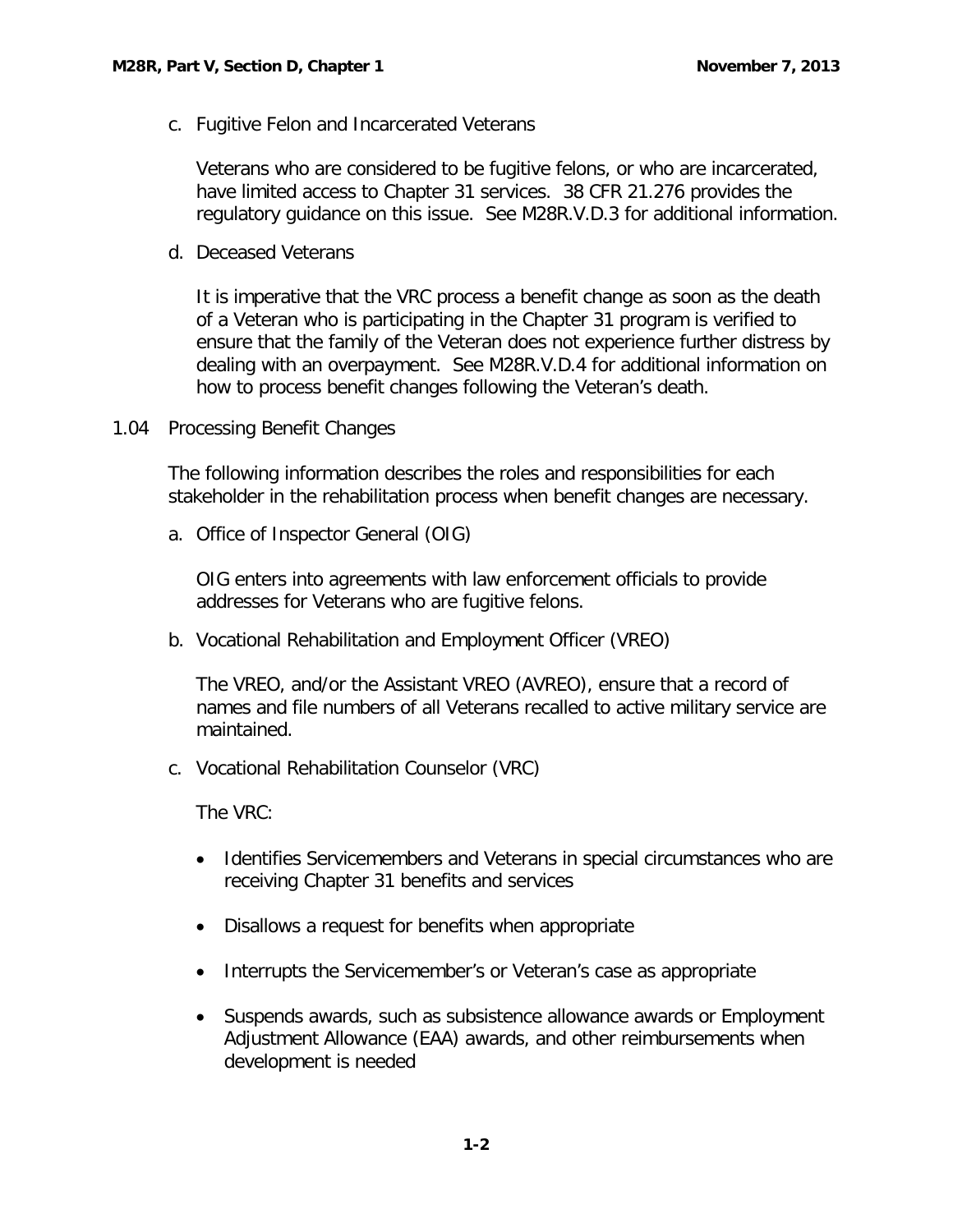c. Fugitive Felon and Incarcerated Veterans

Veterans who are considered to be fugitive felons, or who are incarcerated, have limited access to Chapter 31 services. 38 CFR 21.276 provides the regulatory guidance on this issue. See M28R.V.D.3 for additional information.

d. Deceased Veterans

It is imperative that the VRC process a benefit change as soon as the death of a Veteran who is participating in the Chapter 31 program is verified to ensure that the family of the Veteran does not experience further distress by dealing with an overpayment. See M28R.V.D.4 for additional information on how to process benefit changes following the Veteran's death.

## 1.04 Processing Benefit Changes

The following information describes the roles and responsibilities for each stakeholder in the rehabilitation process when benefit changes are necessary.

a. Office of Inspector General (OIG)

OIG enters into agreements with law enforcement officials to provide addresses for Veterans who are fugitive felons.

b. Vocational Rehabilitation and Employment Officer (VREO)

The VREO, and/or the Assistant VREO (AVREO), ensure that a record of names and file numbers of all Veterans recalled to active military service are maintained.

c. Vocational Rehabilitation Counselor (VRC)

The VRC:

- Identifies Servicemembers and Veterans in special circumstances who are receiving Chapter 31 benefits and services
- Disallows a request for benefits when appropriate
- Interrupts the Servicemember's or Veteran's case as appropriate
- Suspends awards, such as subsistence allowance awards or Employment Adjustment Allowance (EAA) awards, and other reimbursements when development is needed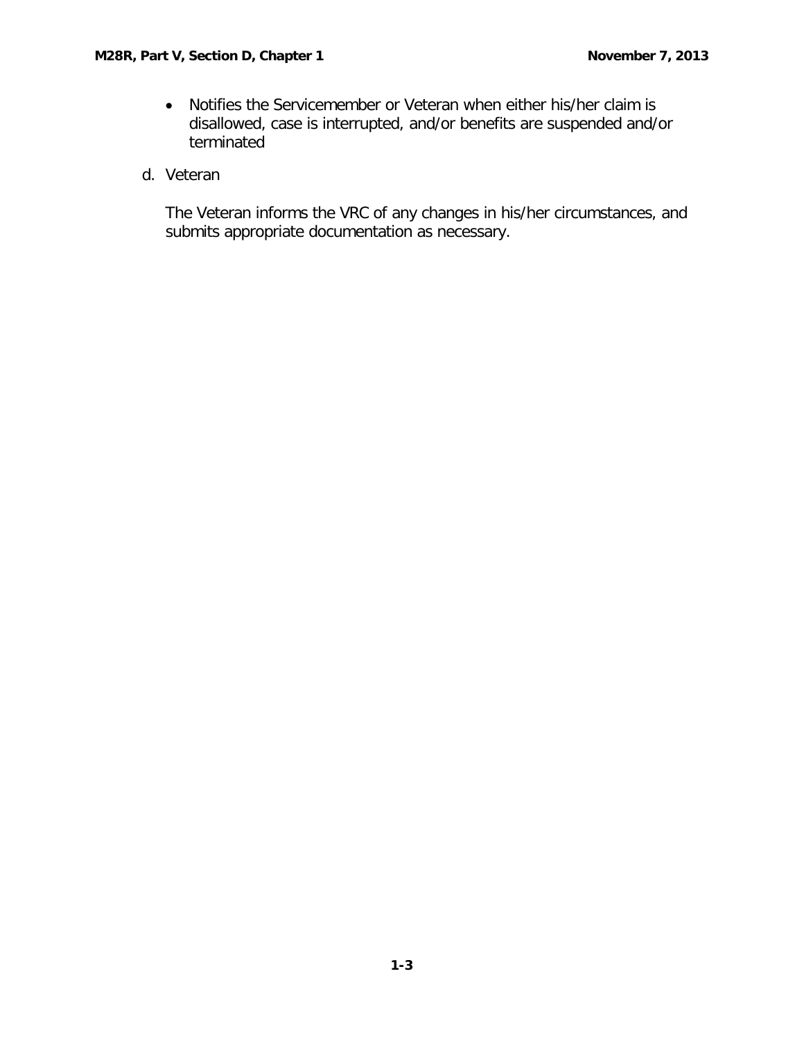- Notifies the Servicemember or Veteran when either his/her claim is disallowed, case is interrupted, and/or benefits are suspended and/or terminated

d. Veteran

The Veteran informs the VRC of any changes in his/her circumstances, and submits appropriate documentation as necessary.